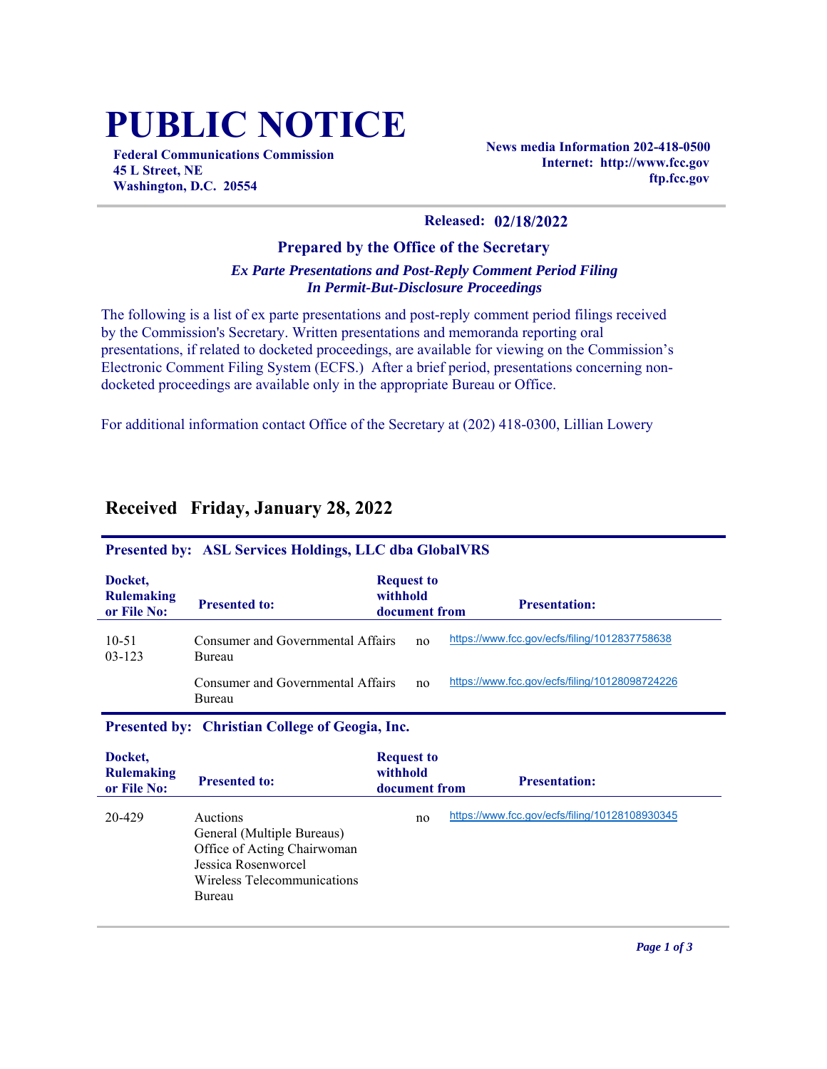# PUBLIC NOTICE

**Federal Communications Commission**
**45 L Street, NE**
**Washington, D.C. 20554**

**News media Information 202-418-0500**
**Internet: http://www.fcc.gov**
**ftp.fcc.gov**

**Released: 02/18/2022**

### Prepared by the Office of the Secretary

***Ex Parte Presentations and Post-Reply Comment Period Filing In Permit-But-Disclosure Proceedings***

The following is a list of ex parte presentations and post-reply comment period filings received by the Commission's Secretary. Written presentations and memoranda reporting oral presentations, if related to docketed proceedings, are available for viewing on the Commission's Electronic Comment Filing System (ECFS.) After a brief period, presentations concerning non-docketed proceedings are available only in the appropriate Bureau or Office.

For additional information contact Office of the Secretary at (202) 418-0300, Lillian Lowery

## Received Friday, January 28, 2022

### Presented by: ASL Services Holdings, LLC dba GlobalVRS

| Docket, Rulemaking or File No: | Presented to: | Request to withhold document from | Presentation: |
|---|---|---|---|
| 10-51<br>03-123 | Consumer and Governmental Affairs Bureau | no | https://www.fcc.gov/ecfs/filing/1012837758638 |
| | Consumer and Governmental Affairs Bureau | no | https://www.fcc.gov/ecfs/filing/10128098724226 |

### Presented by: Christian College of Geogia, Inc.

| Docket, Rulemaking or File No: | Presented to: | Request to withhold document from | Presentation: |
|---|---|---|---|
| 20-429 | Auctions<br>General (Multiple Bureaus)<br>Office of Acting Chairwoman Jessica Rosenworcel<br>Wireless Telecommunications Bureau | no | https://www.fcc.gov/ecfs/filing/10128108930345 |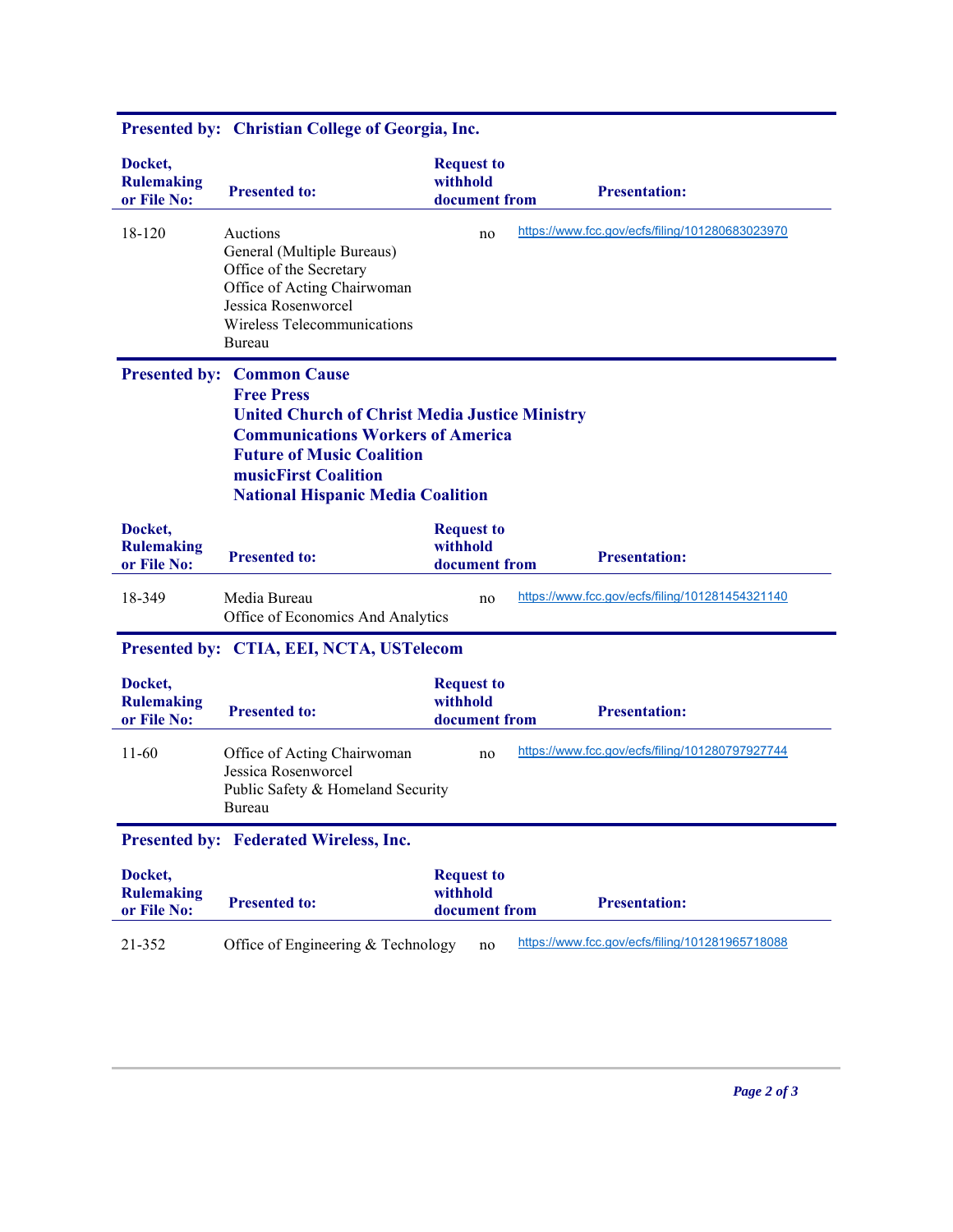**Presented by: Christian College of Georgia, Inc.**

| Docket, Rulemaking or File No: | Presented to: | Request to withhold document from | Presentation: |
|---|---|---|---|
| 18-120 | Auctions<br>General (Multiple Bureaus)<br>Office of the Secretary<br>Office of Acting Chairwoman Jessica Rosenworcel<br>Wireless Telecommunications Bureau | no | https://www.fcc.gov/ecfs/filing/101280683023970 |

**Presented by: Common Cause**
**Free Press**
**United Church of Christ Media Justice Ministry**
**Communications Workers of America**
**Future of Music Coalition**
**musicFirst Coalition**
**National Hispanic Media Coalition**

| Docket, Rulemaking or File No: | Presented to: | Request to withhold document from | Presentation: |
|---|---|---|---|
| 18-349 | Media Bureau<br>Office of Economics And Analytics | no | https://www.fcc.gov/ecfs/filing/101281454321140 |

**Presented by: CTIA, EEI, NCTA, USTelecom**

| Docket, Rulemaking or File No: | Presented to: | Request to withhold document from | Presentation: |
|---|---|---|---|
| 11-60 | Office of Acting Chairwoman Jessica Rosenworcel<br>Public Safety & Homeland Security Bureau | no | https://www.fcc.gov/ecfs/filing/101280797927744 |

**Presented by: Federated Wireless, Inc.**

| Docket, Rulemaking or File No: | Presented to: | Request to withhold document from | Presentation: |
|---|---|---|---|
| 21-352 | Office of Engineering & Technology | no | https://www.fcc.gov/ecfs/filing/101281965718088 |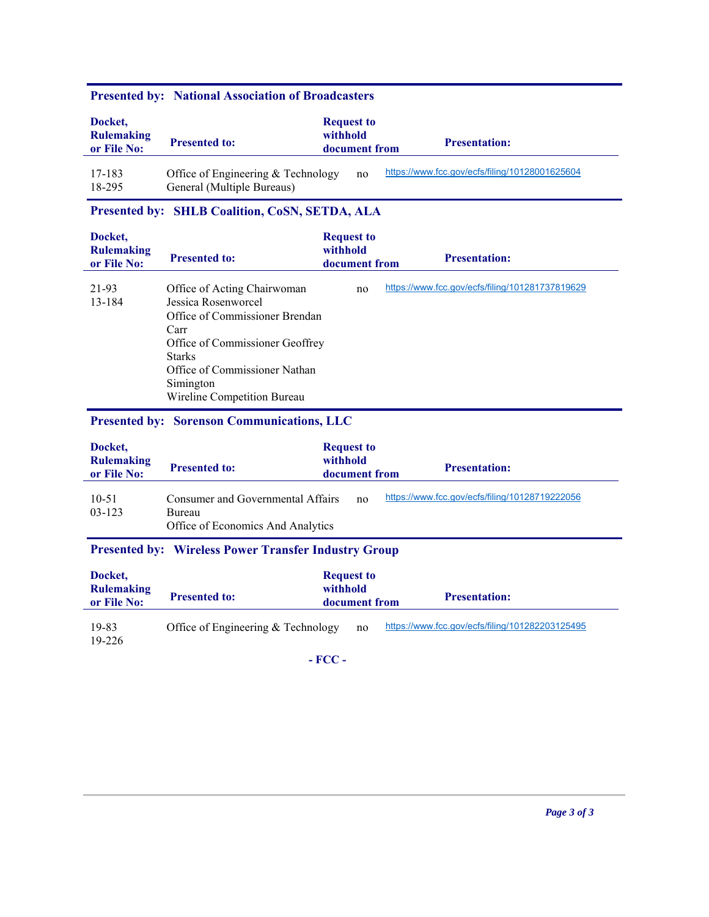**Presented by: National Association of Broadcasters**

| Docket, Rulemaking or File No: | Presented to: | Request to withhold document from | Presentation: |
|---|---|---|---|
| 17-183<br>18-295 | Office of Engineering & Technology<br>General (Multiple Bureaus) | no | https://www.fcc.gov/ecfs/filing/10128001625604 |

**Presented by: SHLB Coalition, CoSN, SETDA, ALA**

| Docket, Rulemaking or File No: | Presented to: | Request to withhold document from | Presentation: |
|---|---|---|---|
| 21-93<br>13-184 | Office of Acting Chairwoman Jessica Rosenworcel<br>Office of Commissioner Brendan Carr<br>Office of Commissioner Geoffrey Starks<br>Office of Commissioner Nathan Simington<br>Wireline Competition Bureau | no | https://www.fcc.gov/ecfs/filing/101281737819629 |

**Presented by: Sorenson Communications, LLC**

| Docket, Rulemaking or File No: | Presented to: | Request to withhold document from | Presentation: |
|---|---|---|---|
| 10-51<br>03-123 | Consumer and Governmental Affairs Bureau<br>Office of Economics And Analytics | no | https://www.fcc.gov/ecfs/filing/10128719222056 |

**Presented by: Wireless Power Transfer Industry Group**

| Docket, Rulemaking or File No: | Presented to: | Request to withhold document from | Presentation: |
|---|---|---|---|
| 19-83<br>19-226 | Office of Engineering & Technology | no | https://www.fcc.gov/ecfs/filing/101282203125495 |

**- FCC -**